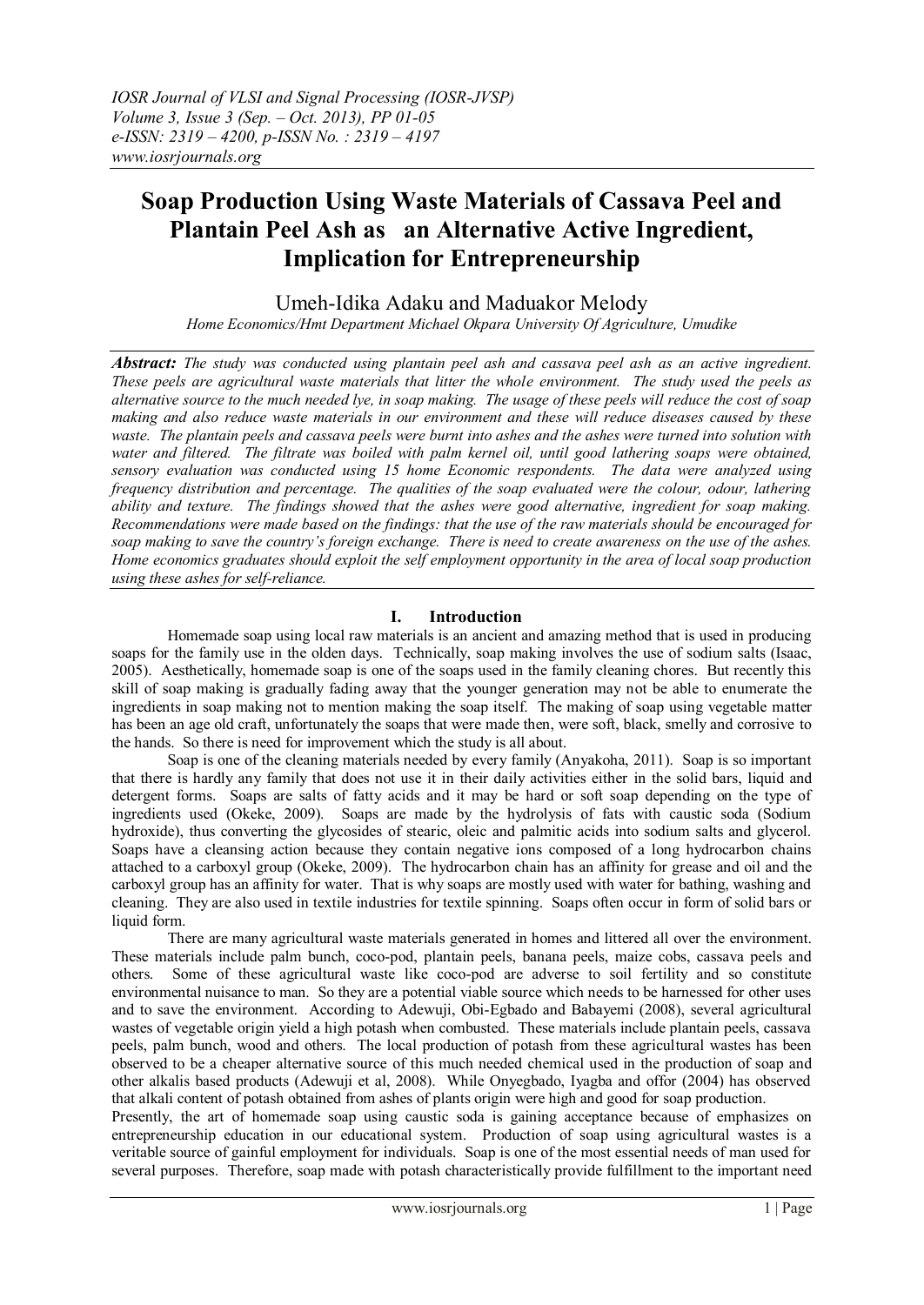# Soap Production Using Waste Materials of Cassava Peel and Plantain Peel Ash as an Alternative Active Ingredient, Implication for Entrepreneurship

Umeh-Idika Adaku and Maduakor Melody

*Home Economics/Hmt Department Michael Okpara University Of Agriculture, Umudike*

***Abstract:*** *The study was conducted using plantain peel ash and cassava peel ash as an active ingredient. These peels are agricultural waste materials that litter the whole environment. The study used the peels as alternative source to the much needed lye, in soap making. The usage of these peels will reduce the cost of soap making and also reduce waste materials in our environment and these will reduce diseases caused by these waste. The plantain peels and cassava peels were burnt into ashes and the ashes were turned into solution with water and filtered. The filtrate was boiled with palm kernel oil, until good lathering soaps were obtained, sensory evaluation was conducted using 15 home Economic respondents. The data were analyzed using frequency distribution and percentage. The qualities of the soap evaluated were the colour, odour, lathering ability and texture. The findings showed that the ashes were good alternative, ingredient for soap making. Recommendations were made based on the findings: that the use of the raw materials should be encouraged for soap making to save the country's foreign exchange. There is need to create awareness on the use of the ashes. Home economics graduates should exploit the self employment opportunity in the area of local soap production using these ashes for self-reliance.*

## I. Introduction

Homemade soap using local raw materials is an ancient and amazing method that is used in producing soaps for the family use in the olden days. Technically, soap making involves the use of sodium salts (Isaac, 2005). Aesthetically, homemade soap is one of the soaps used in the family cleaning chores. But recently this skill of soap making is gradually fading away that the younger generation may not be able to enumerate the ingredients in soap making not to mention making the soap itself. The making of soap using vegetable matter has been an age old craft, unfortunately the soaps that were made then, were soft, black, smelly and corrosive to the hands. So there is need for improvement which the study is all about.

Soap is one of the cleaning materials needed by every family (Anyakoha, 2011). Soap is so important that there is hardly any family that does not use it in their daily activities either in the solid bars, liquid and detergent forms. Soaps are salts of fatty acids and it may be hard or soft soap depending on the type of ingredients used (Okeke, 2009). Soaps are made by the hydrolysis of fats with caustic soda (Sodium hydroxide), thus converting the glycosides of stearic, oleic and palmitic acids into sodium salts and glycerol. Soaps have a cleansing action because they contain negative ions composed of a long hydrocarbon chains attached to a carboxyl group (Okeke, 2009). The hydrocarbon chain has an affinity for grease and oil and the carboxyl group has an affinity for water. That is why soaps are mostly used with water for bathing, washing and cleaning. They are also used in textile industries for textile spinning. Soaps often occur in form of solid bars or liquid form.

There are many agricultural waste materials generated in homes and littered all over the environment. These materials include palm bunch, coco-pod, plantain peels, banana peels, maize cobs, cassava peels and others. Some of these agricultural waste like coco-pod are adverse to soil fertility and so constitute environmental nuisance to man. So they are a potential viable source which needs to be harnessed for other uses and to save the environment. According to Adewuji, Obi-Egbado and Babayemi (2008), several agricultural wastes of vegetable origin yield a high potash when combusted. These materials include plantain peels, cassava peels, palm bunch, wood and others. The local production of potash from these agricultural wastes has been observed to be a cheaper alternative source of this much needed chemical used in the production of soap and other alkalis based products (Adewuji et al, 2008). While Onyegbado, Iyagba and offor (2004) has observed that alkali content of potash obtained from ashes of plants origin were high and good for soap production.

Presently, the art of homemade soap using caustic soda is gaining acceptance because of emphasizes on entrepreneurship education in our educational system. Production of soap using agricultural wastes is a veritable source of gainful employment for individuals. Soap is one of the most essential needs of man used for several purposes. Therefore, soap made with potash characteristically provide fulfillment to the important need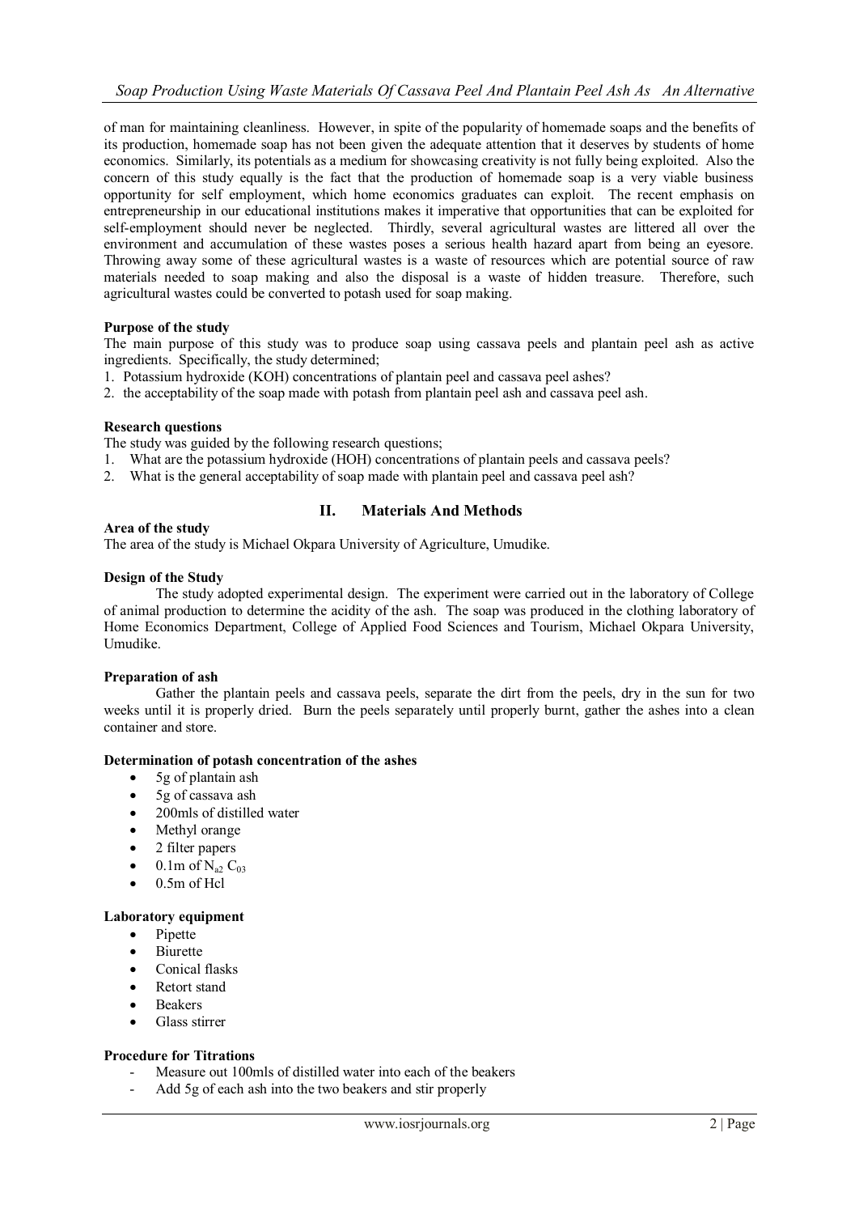of man for maintaining cleanliness. However, in spite of the popularity of homemade soaps and the benefits of its production, homemade soap has not been given the adequate attention that it deserves by students of home economics. Similarly, its potentials as a medium for showcasing creativity is not fully being exploited. Also the concern of this study equally is the fact that the production of homemade soap is a very viable business opportunity for self employment, which home economics graduates can exploit. The recent emphasis on entrepreneurship in our educational institutions makes it imperative that opportunities that can be exploited for self-employment should never be neglected. Thirdly, several agricultural wastes are littered all over the environment and accumulation of these wastes poses a serious health hazard apart from being an eyesore. Throwing away some of these agricultural wastes is a waste of resources which are potential source of raw materials needed to soap making and also the disposal is a waste of hidden treasure. Therefore, such agricultural wastes could be converted to potash used for soap making.

**Purpose of the study**

The main purpose of this study was to produce soap using cassava peels and plantain peel ash as active ingredients. Specifically, the study determined;

1. Potassium hydroxide (KOH) concentrations of plantain peel and cassava peel ashes?
2. the acceptability of the soap made with potash from plantain peel ash and cassava peel ash.

**Research questions**

The study was guided by the following research questions;

1. What are the potassium hydroxide (HOH) concentrations of plantain peels and cassava peels?
2. What is the general acceptability of soap made with plantain peel and cassava peel ash?

## II. Materials And Methods

**Area of the study**

The area of the study is Michael Okpara University of Agriculture, Umudike.

**Design of the Study**

The study adopted experimental design. The experiment were carried out in the laboratory of College of animal production to determine the acidity of the ash. The soap was produced in the clothing laboratory of Home Economics Department, College of Applied Food Sciences and Tourism, Michael Okpara University, Umudike.

**Preparation of ash**

Gather the plantain peels and cassava peels, separate the dirt from the peels, dry in the sun for two weeks until it is properly dried. Burn the peels separately until properly burnt, gather the ashes into a clean container and store.

**Determination of potash concentration of the ashes**

- 5g of plantain ash
- 5g of cassava ash
- 200mls of distilled water
- Methyl orange
- 2 filter papers
- 0.1m of $N_{a2}\ C_{03}$
- 0.5m of Hcl

**Laboratory equipment**

- Pipette
- Biurette
- Conical flasks
- Retort stand
- Beakers
- Glass stirrer

**Procedure for Titrations**

- Measure out 100mls of distilled water into each of the beakers
- Add 5g of each ash into the two beakers and stir properly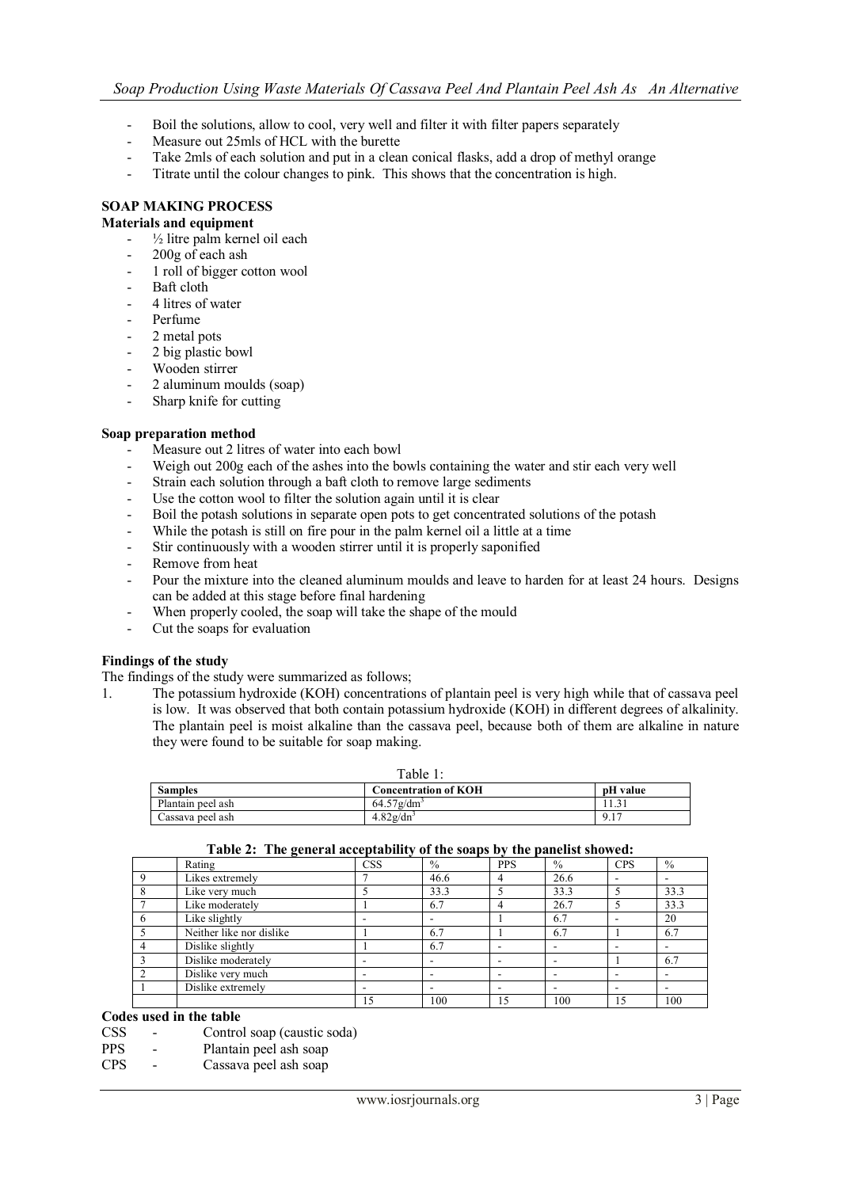- Boil the solutions, allow to cool, very well and filter it with filter papers separately
- Measure out 25mls of HCL with the burette
- Take 2mls of each solution and put in a clean conical flasks, add a drop of methyl orange
- Titrate until the colour changes to pink. This shows that the concentration is high.

**SOAP MAKING PROCESS**

**Materials and equipment**

- ½ litre palm kernel oil each
- 200g of each ash
- 1 roll of bigger cotton wool
- Baft cloth
- 4 litres of water
- Perfume
- 2 metal pots
- 2 big plastic bowl
- Wooden stirrer
- 2 aluminum moulds (soap)
- Sharp knife for cutting

**Soap preparation method**

- Measure out 2 litres of water into each bowl
- Weigh out 200g each of the ashes into the bowls containing the water and stir each very well
- Strain each solution through a baft cloth to remove large sediments
- Use the cotton wool to filter the solution again until it is clear
- Boil the potash solutions in separate open pots to get concentrated solutions of the potash
- While the potash is still on fire pour in the palm kernel oil a little at a time
- Stir continuously with a wooden stirrer until it is properly saponified
- Remove from heat
- Pour the mixture into the cleaned aluminum moulds and leave to harden for at least 24 hours. Designs can be added at this stage before final hardening
- When properly cooled, the soap will take the shape of the mould
- Cut the soaps for evaluation

**Findings of the study**

The findings of the study were summarized as follows;

1. The potassium hydroxide (KOH) concentrations of plantain peel is very high while that of cassava peel is low. It was observed that both contain potassium hydroxide (KOH) in different degrees of alkalinity. The plantain peel is moist alkaline than the cassava peel, because both of them are alkaline in nature they were found to be suitable for soap making.

Table 1:

| Samples | Concentration of KOH | pH value |
|---|---|---|
| Plantain peel ash | $64.57g/dm^3$ | 11.31 |
| Cassava peel ash | $4.82g/dn^3$ | 9.17 |

**Table 2: The general acceptability of the soaps by the panelist showed:**

| | Rating | CSS | % | PPS | % | CPS | % |
|---|---|---|---|---|---|---|---|
| 9 | Likes extremely | 7 | 46.6 | 4 | 26.6 | - | - |
| 8 | Like very much | 5 | 33.3 | 5 | 33.3 | 5 | 33.3 |
| 7 | Like moderately | 1 | 6.7 | 4 | 26.7 | 5 | 33.3 |
| 6 | Like slightly | - | - | 1 | 6.7 | - | 20 |
| 5 | Neither like nor dislike | 1 | 6.7 | 1 | 6.7 | 1 | 6.7 |
| 4 | Dislike slightly | 1 | 6.7 | - | - | - | - |
| 3 | Dislike moderately | - | - | - | - | 1 | 6.7 |
| 2 | Dislike very much | - | - | - | - | - | - |
| 1 | Dislike extremely | - | - | - | - | - | - |
| | | 15 | 100 | 15 | 100 | 15 | 100 |

**Codes used in the table**

CSS - Control soap (caustic soda)

PPS - Plantain peel ash soap

CPS - Cassava peel ash soap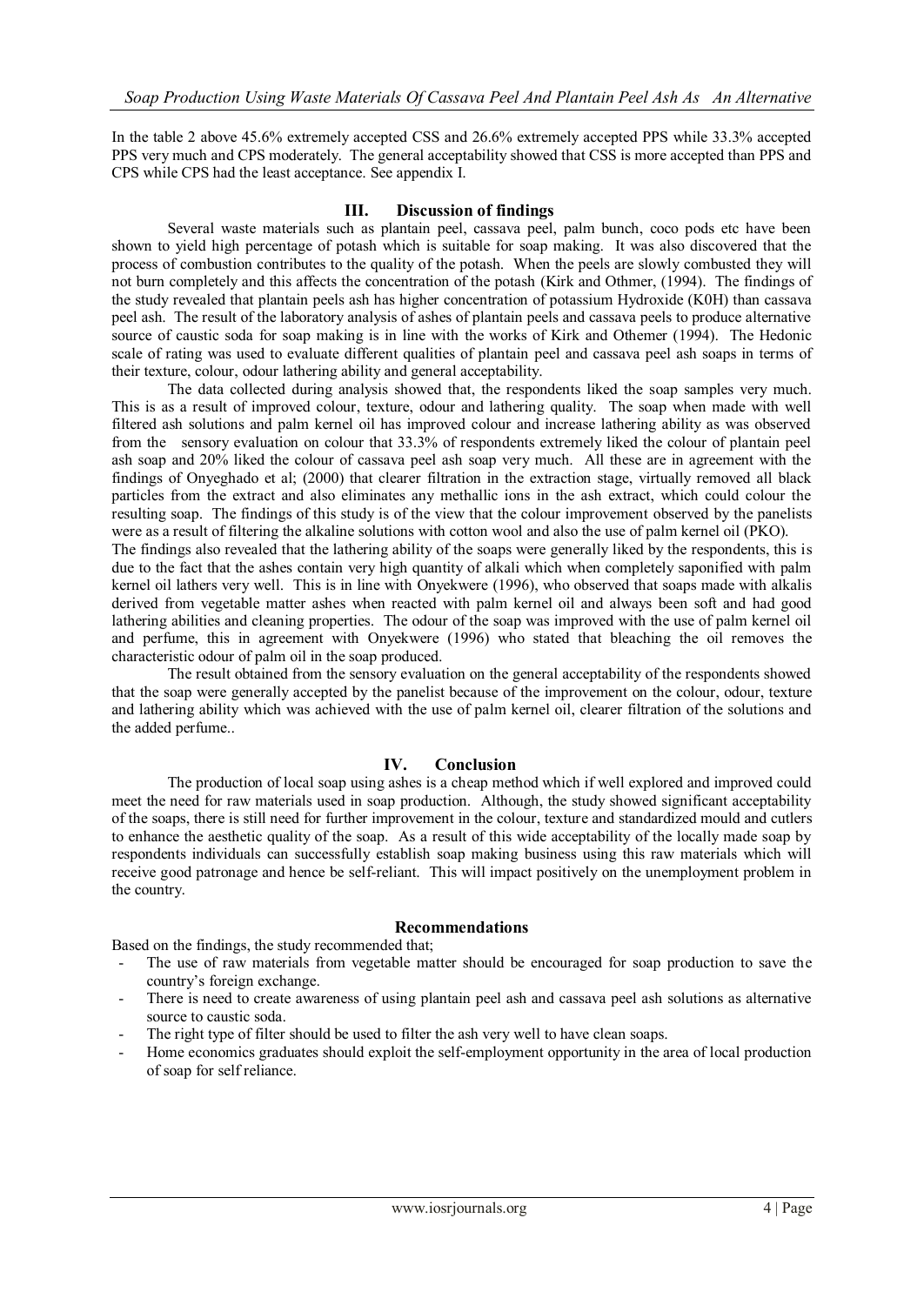In the table 2 above 45.6% extremely accepted CSS and 26.6% extremely accepted PPS while 33.3% accepted PPS very much and CPS moderately. The general acceptability showed that CSS is more accepted than PPS and CPS while CPS had the least acceptance. See appendix I.

## III. Discussion of findings

Several waste materials such as plantain peel, cassava peel, palm bunch, coco pods etc have been shown to yield high percentage of potash which is suitable for soap making. It was also discovered that the process of combustion contributes to the quality of the potash. When the peels are slowly combusted they will not burn completely and this affects the concentration of the potash (Kirk and Othmer, (1994). The findings of the study revealed that plantain peels ash has higher concentration of potassium Hydroxide (K0H) than cassava peel ash. The result of the laboratory analysis of ashes of plantain peels and cassava peels to produce alternative source of caustic soda for soap making is in line with the works of Kirk and Othemer (1994). The Hedonic scale of rating was used to evaluate different qualities of plantain peel and cassava peel ash soaps in terms of their texture, colour, odour lathering ability and general acceptability.

The data collected during analysis showed that, the respondents liked the soap samples very much. This is as a result of improved colour, texture, odour and lathering quality. The soap when made with well filtered ash solutions and palm kernel oil has improved colour and increase lathering ability as was observed from the sensory evaluation on colour that 33.3% of respondents extremely liked the colour of plantain peel ash soap and 20% liked the colour of cassava peel ash soap very much. All these are in agreement with the findings of Onyeghado et al; (2000) that clearer filtration in the extraction stage, virtually removed all black particles from the extract and also eliminates any methallic ions in the ash extract, which could colour the resulting soap. The findings of this study is of the view that the colour improvement observed by the panelists were as a result of filtering the alkaline solutions with cotton wool and also the use of palm kernel oil (PKO).

The findings also revealed that the lathering ability of the soaps were generally liked by the respondents, this is due to the fact that the ashes contain very high quantity of alkali which when completely saponified with palm kernel oil lathers very well. This is in line with Onyekwere (1996), who observed that soaps made with alkalis derived from vegetable matter ashes when reacted with palm kernel oil and always been soft and had good lathering abilities and cleaning properties. The odour of the soap was improved with the use of palm kernel oil and perfume, this in agreement with Onyekwere (1996) who stated that bleaching the oil removes the characteristic odour of palm oil in the soap produced.

The result obtained from the sensory evaluation on the general acceptability of the respondents showed that the soap were generally accepted by the panelist because of the improvement on the colour, odour, texture and lathering ability which was achieved with the use of palm kernel oil, clearer filtration of the solutions and the added perfume..

## IV. Conclusion

The production of local soap using ashes is a cheap method which if well explored and improved could meet the need for raw materials used in soap production. Although, the study showed significant acceptability of the soaps, there is still need for further improvement in the colour, texture and standardized mould and cutlers to enhance the aesthetic quality of the soap. As a result of this wide acceptability of the locally made soap by respondents individuals can successfully establish soap making business using this raw materials which will receive good patronage and hence be self-reliant. This will impact positively on the unemployment problem in the country.

## Recommendations

Based on the findings, the study recommended that;

- The use of raw materials from vegetable matter should be encouraged for soap production to save the country's foreign exchange.
- There is need to create awareness of using plantain peel ash and cassava peel ash solutions as alternative source to caustic soda.
- The right type of filter should be used to filter the ash very well to have clean soaps.
- Home economics graduates should exploit the self-employment opportunity in the area of local production of soap for self reliance.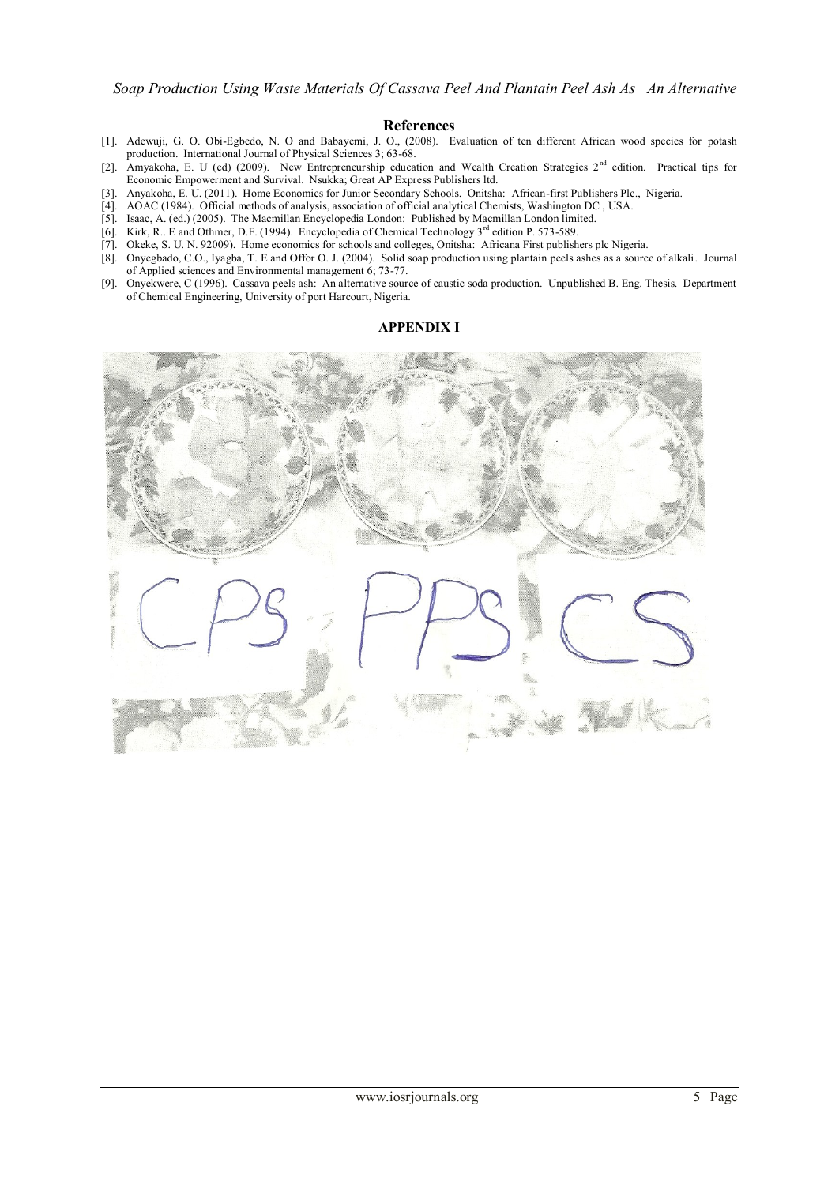## References

[1]. Adewuji, G. O. Obi-Egbedo, N. O and Babayemi, J. O., (2008). Evaluation of ten different African wood species for potash production. International Journal of Physical Sciences 3; 63-68.

[2]. Amyakoha, E. U (ed) (2009). New Entrepreneurship education and Wealth Creation Strategies 2nd edition. Practical tips for Economic Empowerment and Survival. Nsukka; Great AP Express Publishers ltd.

[3]. Anyakoha, E. U. (2011). Home Economics for Junior Secondary Schools. Onitsha: African-first Publishers Plc., Nigeria.

[4]. AOAC (1984). Official methods of analysis, association of official analytical Chemists, Washington DC , USA.

[5]. Isaac, A. (ed.) (2005). The Macmillan Encyclopedia London: Published by Macmillan London limited.

[6]. Kirk, R.. E and Othmer, D.F. (1994). Encyclopedia of Chemical Technology 3rd edition P. 573-589.

[7]. Okeke, S. U. N. 92009). Home economics for schools and colleges, Onitsha: Africana First publishers plc Nigeria.

[8]. Onyegbado, C.O., Iyagba, T. E and Offor O. J. (2004). Solid soap production using plantain peels ashes as a source of alkali. Journal of Applied sciences and Environmental management 6; 73-77.

[9]. Onyekwere, C (1996). Cassava peels ash: An alternative source of caustic soda production. Unpublished B. Eng. Thesis. Department of Chemical Engineering, University of port Harcourt, Nigeria.

## APPENDIX I

CPS PPS CS